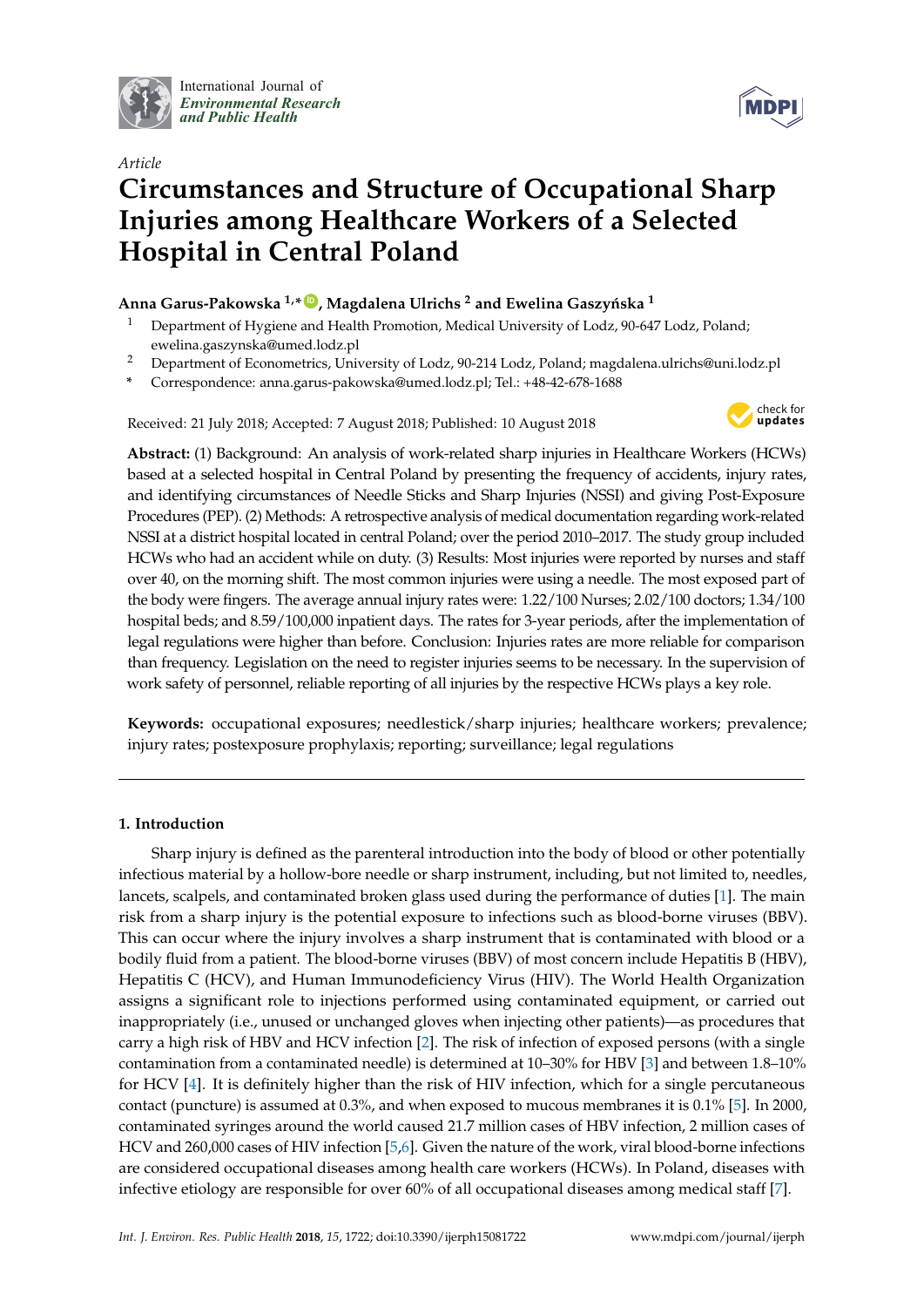*Article*

# Circumstances and Structure of Occupational Sharp Injuries among Healthcare Workers of a Selected Hospital in Central Poland

**Anna Garus-Pakowska [1,*], Magdalena Ulrichs [2] and Ewelina Gaszyńska [1]**

[1] Department of Hygiene and Health Promotion, Medical University of Lodz, 90-647 Lodz, Poland; ewelina.gaszynska@umed.lodz.pl

[2] Department of Econometrics, University of Lodz, 90-214 Lodz, Poland; magdalena.ulrichs@uni.lodz.pl

\* Correspondence: anna.garus-pakowska@umed.lodz.pl; Tel.: +48-42-678-1688

Received: 21 July 2018; Accepted: 7 August 2018; Published: 10 August 2018

**Abstract:** (1) Background: An analysis of work-related sharp injuries in Healthcare Workers (HCWs) based at a selected hospital in Central Poland by presenting the frequency of accidents, injury rates, and identifying circumstances of Needle Sticks and Sharp Injuries (NSSI) and giving Post-Exposure Procedures (PEP). (2) Methods: A retrospective analysis of medical documentation regarding work-related NSSI at a district hospital located in central Poland; over the period 2010–2017. The study group included HCWs who had an accident while on duty. (3) Results: Most injuries were reported by nurses and staff over 40, on the morning shift. The most common injuries were using a needle. The most exposed part of the body were fingers. The average annual injury rates were: 1.22/100 Nurses; 2.02/100 doctors; 1.34/100 hospital beds; and 8.59/100,000 inpatient days. The rates for 3-year periods, after the implementation of legal regulations were higher than before. Conclusion: Injuries rates are more reliable for comparison than frequency. Legislation on the need to register injuries seems to be necessary. In the supervision of work safety of personnel, reliable reporting of all injuries by the respective HCWs plays a key role.

**Keywords:** occupational exposures; needlestick/sharp injuries; healthcare workers; prevalence; injury rates; postexposure prophylaxis; reporting; surveillance; legal regulations

## 1. Introduction

Sharp injury is defined as the parenteral introduction into the body of blood or other potentially infectious material by a hollow-bore needle or sharp instrument, including, but not limited to, needles, lancets, scalpels, and contaminated broken glass used during the performance of duties [1]. The main risk from a sharp injury is the potential exposure to infections such as blood-borne viruses (BBV). This can occur where the injury involves a sharp instrument that is contaminated with blood or a bodily fluid from a patient. The blood-borne viruses (BBV) of most concern include Hepatitis B (HBV), Hepatitis C (HCV), and Human Immunodeficiency Virus (HIV). The World Health Organization assigns a significant role to injections performed using contaminated equipment, or carried out inappropriately (i.e., unused or unchanged gloves when injecting other patients)—as procedures that carry a high risk of HBV and HCV infection [2]. The risk of infection of exposed persons (with a single contamination from a contaminated needle) is determined at 10–30% for HBV [3] and between 1.8–10% for HCV [4]. It is definitely higher than the risk of HIV infection, which for a single percutaneous contact (puncture) is assumed at 0.3%, and when exposed to mucous membranes it is 0.1% [5]. In 2000, contaminated syringes around the world caused 21.7 million cases of HBV infection, 2 million cases of HCV and 260,000 cases of HIV infection [5,6]. Given the nature of the work, viral blood-borne infections are considered occupational diseases among health care workers (HCWs). In Poland, diseases with infective etiology are responsible for over 60% of all occupational diseases among medical staff [7].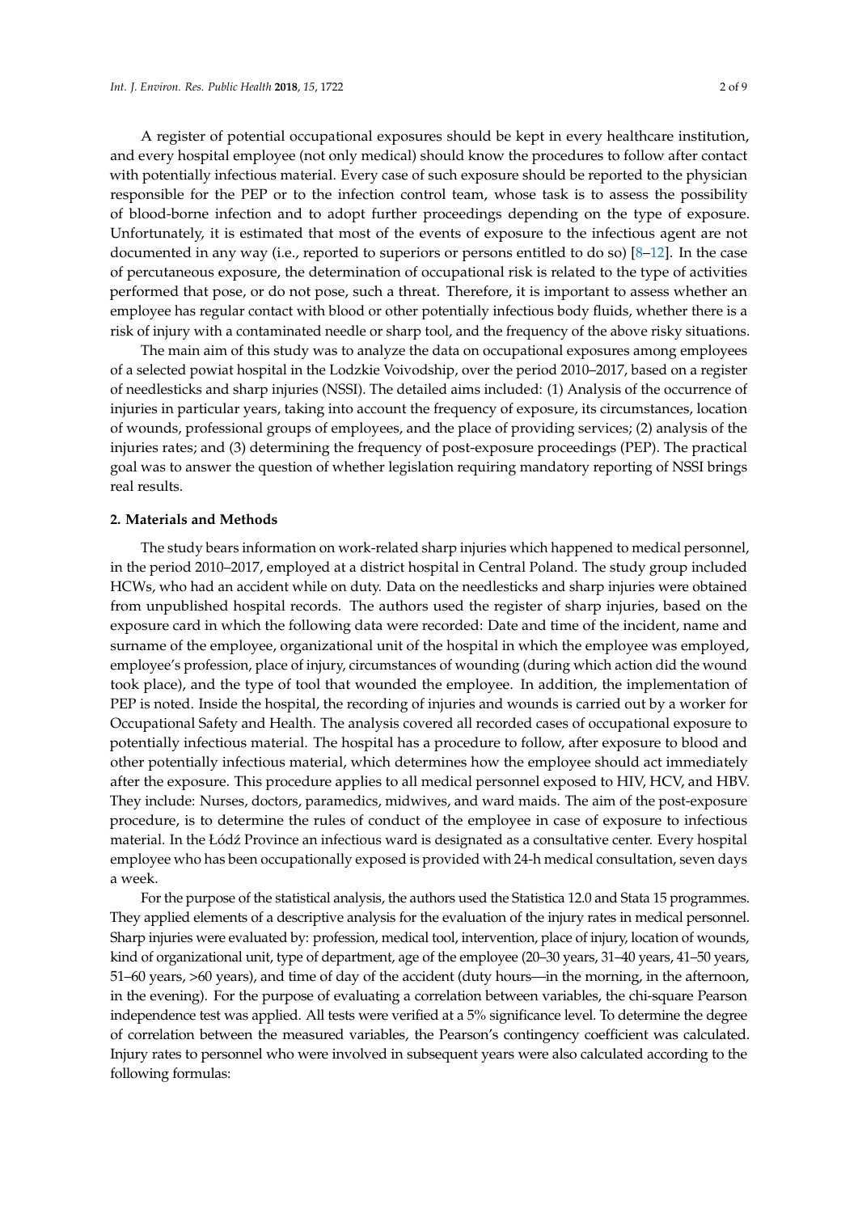A register of potential occupational exposures should be kept in every healthcare institution, and every hospital employee (not only medical) should know the procedures to follow after contact with potentially infectious material. Every case of such exposure should be reported to the physician responsible for the PEP or to the infection control team, whose task is to assess the possibility of blood-borne infection and to adopt further proceedings depending on the type of exposure. Unfortunately, it is estimated that most of the events of exposure to the infectious agent are not documented in any way (i.e., reported to superiors or persons entitled to do so) [8–12]. In the case of percutaneous exposure, the determination of occupational risk is related to the type of activities performed that pose, or do not pose, such a threat. Therefore, it is important to assess whether an employee has regular contact with blood or other potentially infectious body fluids, whether there is a risk of injury with a contaminated needle or sharp tool, and the frequency of the above risky situations.

The main aim of this study was to analyze the data on occupational exposures among employees of a selected powiat hospital in the Lodzkie Voivodship, over the period 2010–2017, based on a register of needlesticks and sharp injuries (NSSI). The detailed aims included: (1) Analysis of the occurrence of injuries in particular years, taking into account the frequency of exposure, its circumstances, location of wounds, professional groups of employees, and the place of providing services; (2) analysis of the injuries rates; and (3) determining the frequency of post-exposure proceedings (PEP). The practical goal was to answer the question of whether legislation requiring mandatory reporting of NSSI brings real results.

## 2. Materials and Methods

The study bears information on work-related sharp injuries which happened to medical personnel, in the period 2010–2017, employed at a district hospital in Central Poland. The study group included HCWs, who had an accident while on duty. Data on the needlesticks and sharp injuries were obtained from unpublished hospital records. The authors used the register of sharp injuries, based on the exposure card in which the following data were recorded: Date and time of the incident, name and surname of the employee, organizational unit of the hospital in which the employee was employed, employee's profession, place of injury, circumstances of wounding (during which action did the wound took place), and the type of tool that wounded the employee. In addition, the implementation of PEP is noted. Inside the hospital, the recording of injuries and wounds is carried out by a worker for Occupational Safety and Health. The analysis covered all recorded cases of occupational exposure to potentially infectious material. The hospital has a procedure to follow, after exposure to blood and other potentially infectious material, which determines how the employee should act immediately after the exposure. This procedure applies to all medical personnel exposed to HIV, HCV, and HBV. They include: Nurses, doctors, paramedics, midwives, and ward maids. The aim of the post-exposure procedure, is to determine the rules of conduct of the employee in case of exposure to infectious material. In the Łódź Province an infectious ward is designated as a consultative center. Every hospital employee who has been occupationally exposed is provided with 24-h medical consultation, seven days a week.

For the purpose of the statistical analysis, the authors used the Statistica 12.0 and Stata 15 programmes. They applied elements of a descriptive analysis for the evaluation of the injury rates in medical personnel. Sharp injuries were evaluated by: profession, medical tool, intervention, place of injury, location of wounds, kind of organizational unit, type of department, age of the employee (20–30 years, 31–40 years, 41–50 years, 51–60 years, >60 years), and time of day of the accident (duty hours—in the morning, in the afternoon, in the evening). For the purpose of evaluating a correlation between variables, the chi-square Pearson independence test was applied. All tests were verified at a 5% significance level. To determine the degree of correlation between the measured variables, the Pearson's contingency coefficient was calculated. Injury rates to personnel who were involved in subsequent years were also calculated according to the following formulas: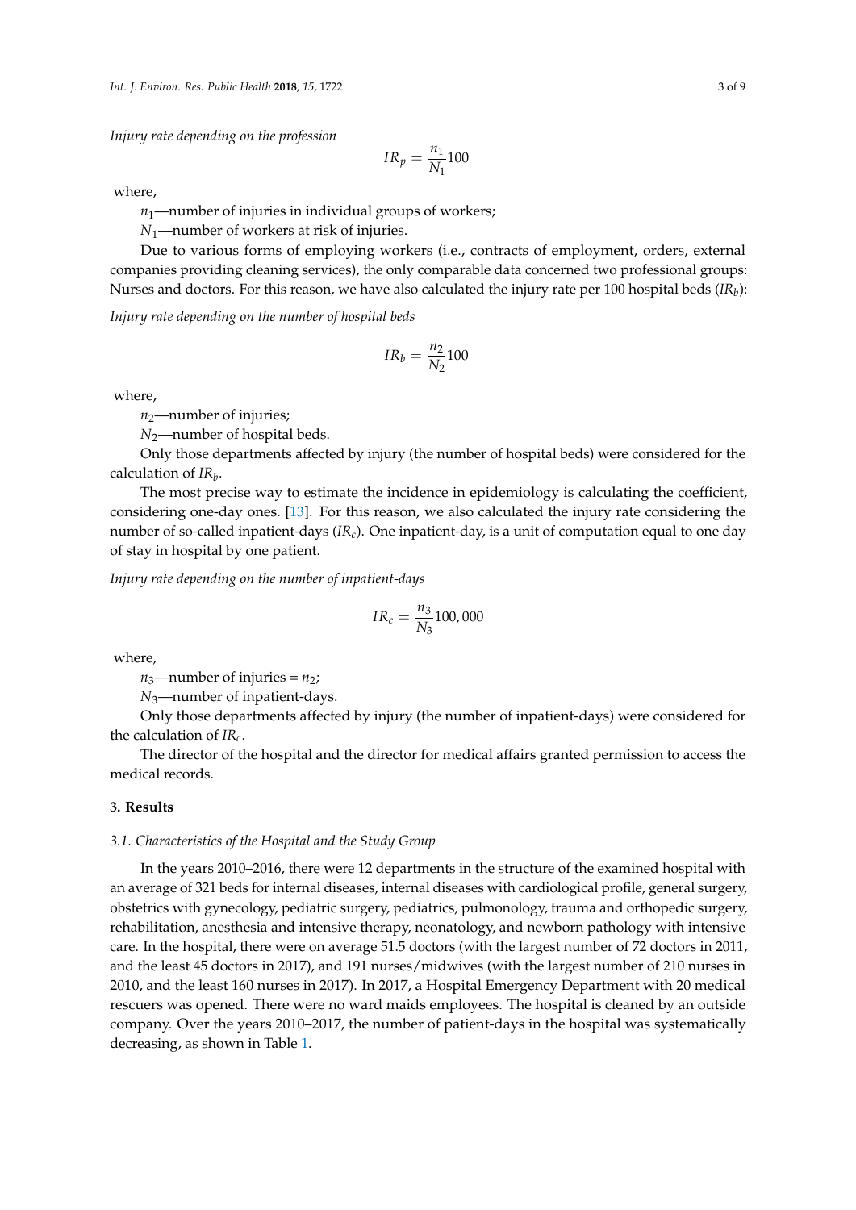*Injury rate depending on the profession*

$$IR_p = \frac{n_1}{N_1}100$$

where,

$n_1$—number of injuries in individual groups of workers;

$N_1$—number of workers at risk of injuries.

Due to various forms of employing workers (i.e., contracts of employment, orders, external companies providing cleaning services), the only comparable data concerned two professional groups: Nurses and doctors. For this reason, we have also calculated the injury rate per 100 hospital beds ($IR_b$):

*Injury rate depending on the number of hospital beds*

$$IR_b = \frac{n_2}{N_2}100$$

where,

$n_2$—number of injuries;

$N_2$—number of hospital beds.

Only those departments affected by injury (the number of hospital beds) were considered for the calculation of $IR_b$.

The most precise way to estimate the incidence in epidemiology is calculating the coefficient, considering one-day ones. [13]. For this reason, we also calculated the injury rate considering the number of so-called inpatient-days ($IR_c$). One inpatient-day, is a unit of computation equal to one day of stay in hospital by one patient.

*Injury rate depending on the number of inpatient-days*

$$IR_c = \frac{n_3}{N_3}100,000$$

where,

$n_3$—number of injuries = $n_2$;

$N_3$—number of inpatient-days.

Only those departments affected by injury (the number of inpatient-days) were considered for the calculation of $IR_c$.

The director of the hospital and the director for medical affairs granted permission to access the medical records.

## 3. Results

### 3.1. Characteristics of the Hospital and the Study Group

In the years 2010–2016, there were 12 departments in the structure of the examined hospital with an average of 321 beds for internal diseases, internal diseases with cardiological profile, general surgery, obstetrics with gynecology, pediatric surgery, pediatrics, pulmonology, trauma and orthopedic surgery, rehabilitation, anesthesia and intensive therapy, neonatology, and newborn pathology with intensive care. In the hospital, there were on average 51.5 doctors (with the largest number of 72 doctors in 2011, and the least 45 doctors in 2017), and 191 nurses/midwives (with the largest number of 210 nurses in 2010, and the least 160 nurses in 2017). In 2017, a Hospital Emergency Department with 20 medical rescuers was opened. There were no ward maids employees. The hospital is cleaned by an outside company. Over the years 2010–2017, the number of patient-days in the hospital was systematically decreasing, as shown in Table 1.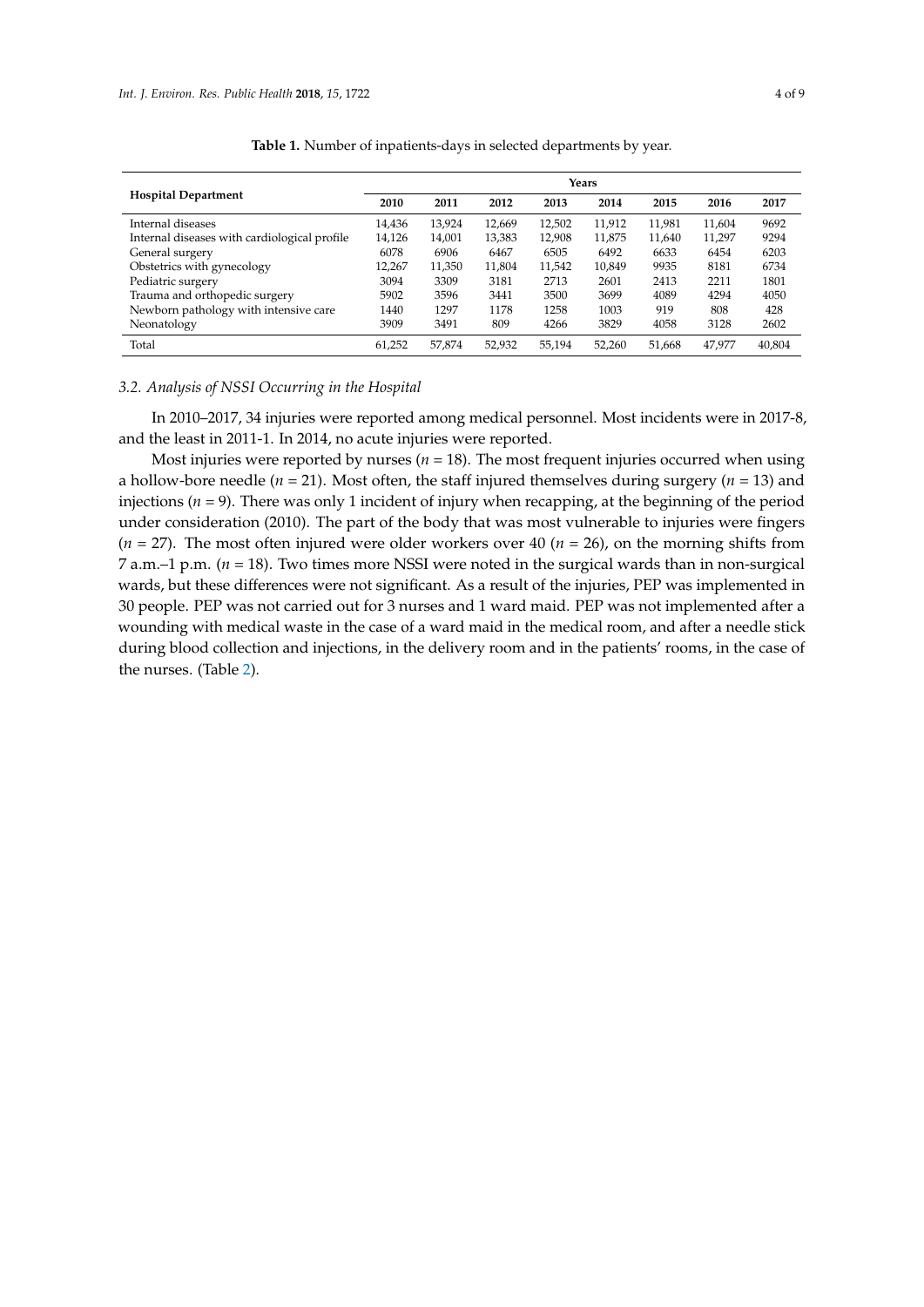**Table 1.** Number of inpatients-days in selected departments by year.

| Hospital Department | Years | | | | | | | |
|---|---|---|---|---|---|---|---|---|
| | 2010 | 2011 | 2012 | 2013 | 2014 | 2015 | 2016 | 2017 |
| Internal diseases | 14,436 | 13,924 | 12,669 | 12,502 | 11,912 | 11,981 | 11,604 | 9692 |
| Internal diseases with cardiological profile | 14,126 | 14,001 | 13,383 | 12,908 | 11,875 | 11,640 | 11,297 | 9294 |
| General surgery | 6078 | 6906 | 6467 | 6505 | 6492 | 6633 | 6454 | 6203 |
| Obstetrics with gynecology | 12,267 | 11,350 | 11,804 | 11,542 | 10,849 | 9935 | 8181 | 6734 |
| Pediatric surgery | 3094 | 3309 | 3181 | 2713 | 2601 | 2413 | 2211 | 1801 |
| Trauma and orthopedic surgery | 5902 | 3596 | 3441 | 3500 | 3699 | 4089 | 4294 | 4050 |
| Newborn pathology with intensive care | 1440 | 1297 | 1178 | 1258 | 1003 | 919 | 808 | 428 |
| Neonatology | 3909 | 3491 | 809 | 4266 | 3829 | 4058 | 3128 | 2602 |
| Total | 61,252 | 57,874 | 52,932 | 55,194 | 52,260 | 51,668 | 47,977 | 40,804 |

### 3.2. Analysis of NSSI Occurring in the Hospital

In 2010–2017, 34 injuries were reported among medical personnel. Most incidents were in 2017-8, and the least in 2011-1. In 2014, no acute injuries were reported.

Most injuries were reported by nurses ($n = 18$). The most frequent injuries occurred when using a hollow-bore needle ($n = 21$). Most often, the staff injured themselves during surgery ($n = 13$) and injections ($n = 9$). There was only 1 incident of injury when recapping, at the beginning of the period under consideration (2010). The part of the body that was most vulnerable to injuries were fingers ($n = 27$). The most often injured were older workers over 40 ($n = 26$), on the morning shifts from 7 a.m.–1 p.m. ($n = 18$). Two times more NSSI were noted in the surgical wards than in non-surgical wards, but these differences were not significant. As a result of the injuries, PEP was implemented in 30 people. PEP was not carried out for 3 nurses and 1 ward maid. PEP was not implemented after a wounding with medical waste in the case of a ward maid in the medical room, and after a needle stick during blood collection and injections, in the delivery room and in the patients' rooms, in the case of the nurses. (Table 2).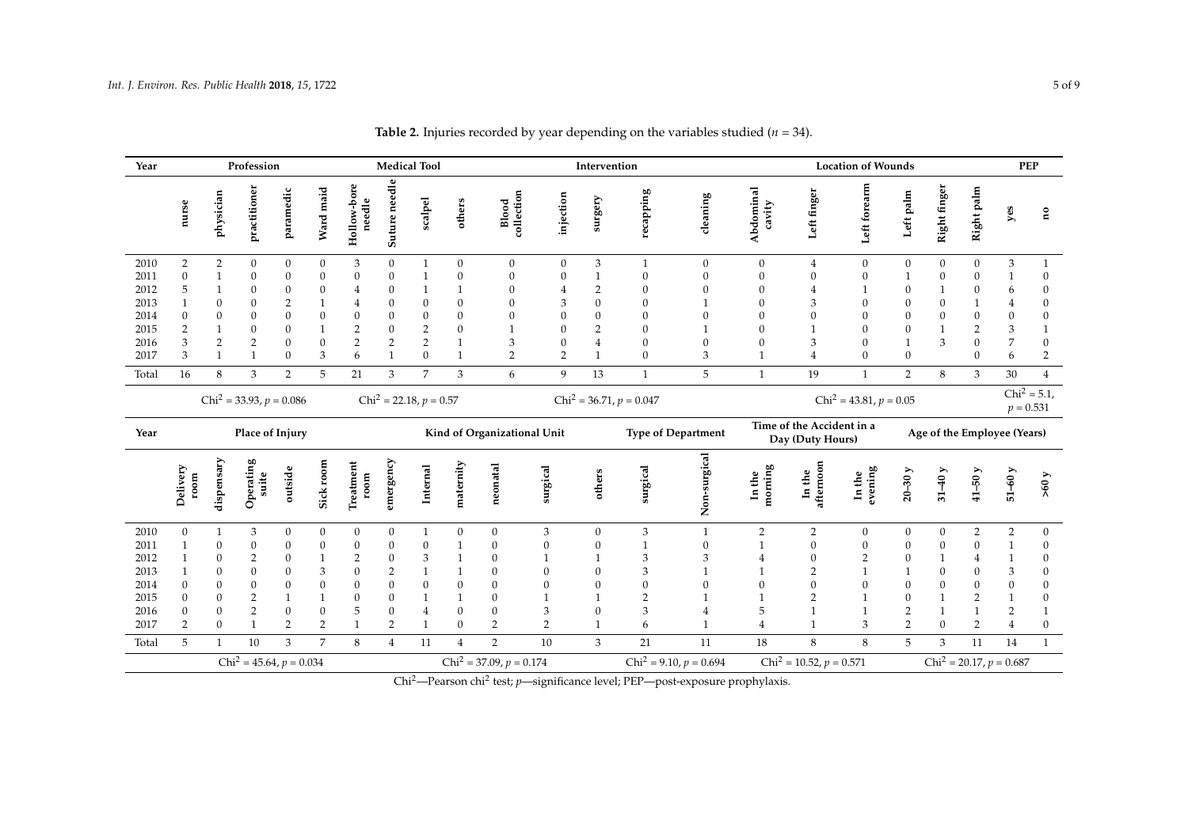**Table 2.** Injuries recorded by year depending on the variables studied ($n$ = 34).

| Year | Profession | | | | | Medical Tool | | | | Intervention | | | | | Location of Wounds | | | | | | PEP | |
|---|---|---|---|---|---|---|---|---|---|---|---|---|---|---|---|---|---|---|---|---|---|---|
| | nurse | physician | practitioner | paramedic | Ward maid | Hollow-bore needle | Suture needle | scalpel | others | Blood collection | injection | surgery | recapping | cleaning | Abdominal cavity | Left finger | Left forearm | Left palm | Right finger | Right palm | yes | no |
| 2010 | 2 | 2 | 0 | 0 | 0 | 3 | 0 | 1 | 0 | 0 | 0 | 3 | 1 | 0 | 0 | 4 | 0 | 0 | 0 | 0 | 3 | 1 |
| 2011 | 0 | 1 | 0 | 0 | 0 | 0 | 0 | 1 | 0 | 0 | 0 | 1 | 0 | 0 | 0 | 0 | 0 | 1 | 0 | 0 | 1 | 0 |
| 2012 | 5 | 1 | 0 | 0 | 0 | 4 | 0 | 1 | 1 | 0 | 4 | 2 | 0 | 0 | 0 | 4 | 1 | 0 | 1 | 0 | 6 | 0 |
| 2013 | 1 | 0 | 0 | 2 | 1 | 4 | 0 | 0 | 0 | 0 | 3 | 0 | 0 | 1 | 0 | 3 | 0 | 0 | 0 | 1 | 4 | 0 |
| 2014 | 0 | 0 | 0 | 0 | 0 | 0 | 0 | 0 | 0 | 0 | 0 | 0 | 0 | 0 | 0 | 0 | 0 | 0 | 0 | 0 | 0 | 0 |
| 2015 | 2 | 1 | 0 | 0 | 1 | 2 | 0 | 2 | 0 | 1 | 0 | 2 | 0 | 1 | 0 | 1 | 0 | 0 | 1 | 2 | 3 | 1 |
| 2016 | 3 | 2 | 2 | 0 | 0 | 2 | 2 | 2 | 1 | 3 | 0 | 4 | 0 | 0 | 0 | 3 | 0 | 1 | 3 | 0 | 7 | 0 |
| 2017 | 3 | 1 | 1 | 0 | 3 | 6 | 1 | 0 | 1 | 2 | 2 | 1 | 0 | 3 | 1 | 4 | 0 | 0 | | 0 | 6 | 2 |
| Total | 16 | 8 | 3 | 2 | 5 | 21 | 3 | 7 | 3 | 6 | 9 | 13 | 1 | 5 | 1 | 19 | 1 | 2 | 8 | 3 | 30 | 4 |
| | $Chi^2$ = 33.93, $p$ = 0.086 | | | | | $Chi^2$ = 22.18, $p$ = 0.57 | | | | $Chi^2$ = 36.71, $p$ = 0.047 | | | | | $Chi^2$ = 43.81, $p$ = 0.05 | | | | | | $Chi^2$ = 5.1, $p$ = 0.531 | |

| Year | Place of Injury | | | | | | | Kind of Organizational Unit | | | | | Type of Department | | Time of the Accident in a Day (Duty Hours) | | | Age of the Employee (Years) | | | | |
|---|---|---|---|---|---|---|---|---|---|---|---|---|---|---|---|---|---|---|---|---|---|---|
| | Delivery room | dispensary | Operating suite | outside | Sick room | Treatment room | emergency | Internal | maternity | neonatal | surgical | others | surgical | Non-surgical | In the morning | In the afternoon | In the evening | 20–30 y | 31–40 y | 41–50 y | 51–60 y | >60 y |
| 2010 | 0 | 1 | 3 | 0 | 0 | 0 | 0 | 1 | 0 | 0 | 3 | 0 | 3 | 1 | 2 | 2 | 0 | 0 | 0 | 2 | 2 | 0 |
| 2011 | 1 | 0 | 0 | 0 | 0 | 0 | 0 | 0 | 1 | 0 | 0 | 0 | 1 | 0 | 1 | 0 | 0 | 0 | 0 | 0 | 1 | 0 |
| 2012 | 1 | 0 | 2 | 0 | 1 | 2 | 0 | 3 | 1 | 0 | 1 | 1 | 3 | 3 | 4 | 0 | 2 | 0 | 1 | 4 | 1 | 0 |
| 2013 | 1 | 0 | 0 | 0 | 3 | 0 | 2 | 1 | 1 | 0 | 0 | 0 | 3 | 1 | 1 | 2 | 1 | 1 | 0 | 0 | 3 | 0 |
| 2014 | 0 | 0 | 0 | 0 | 0 | 0 | 0 | 0 | 0 | 0 | 0 | 0 | 0 | 0 | 0 | 0 | 0 | 0 | 0 | 0 | 0 | 0 |
| 2015 | 0 | 0 | 2 | 1 | 1 | 0 | 0 | 1 | 1 | 0 | 1 | 1 | 2 | 1 | 1 | 2 | 1 | 0 | 1 | 2 | 1 | 0 |
| 2016 | 0 | 0 | 2 | 0 | 0 | 5 | 0 | 4 | 0 | 0 | 3 | 0 | 3 | 4 | 5 | 1 | 1 | 2 | 1 | 1 | 2 | 1 |
| 2017 | 2 | 0 | 1 | 2 | 2 | 1 | 2 | 1 | 0 | 2 | 2 | 1 | 6 | 1 | 4 | 1 | 3 | 2 | 0 | 2 | 4 | 0 |
| Total | 5 | 1 | 10 | 3 | 7 | 8 | 4 | 11 | 4 | 2 | 10 | 3 | 21 | 11 | 18 | 8 | 8 | 5 | 3 | 11 | 14 | 1 |
| | $Chi^2$ = 45.64, $p$ = 0.034 | | | | | | | $Chi^2$ = 37.09, $p$ = 0.174 | | | | | $Chi^2$ = 9.10, $p$ = 0.694 | | $Chi^2$ = 10.52, $p$ = 0.571 | | | $Chi^2$ = 20.17, $p$ = 0.687 | | | | |

$Chi^2$—Pearson $chi^2$ test; $p$—significance level; PEP—post-exposure prophylaxis.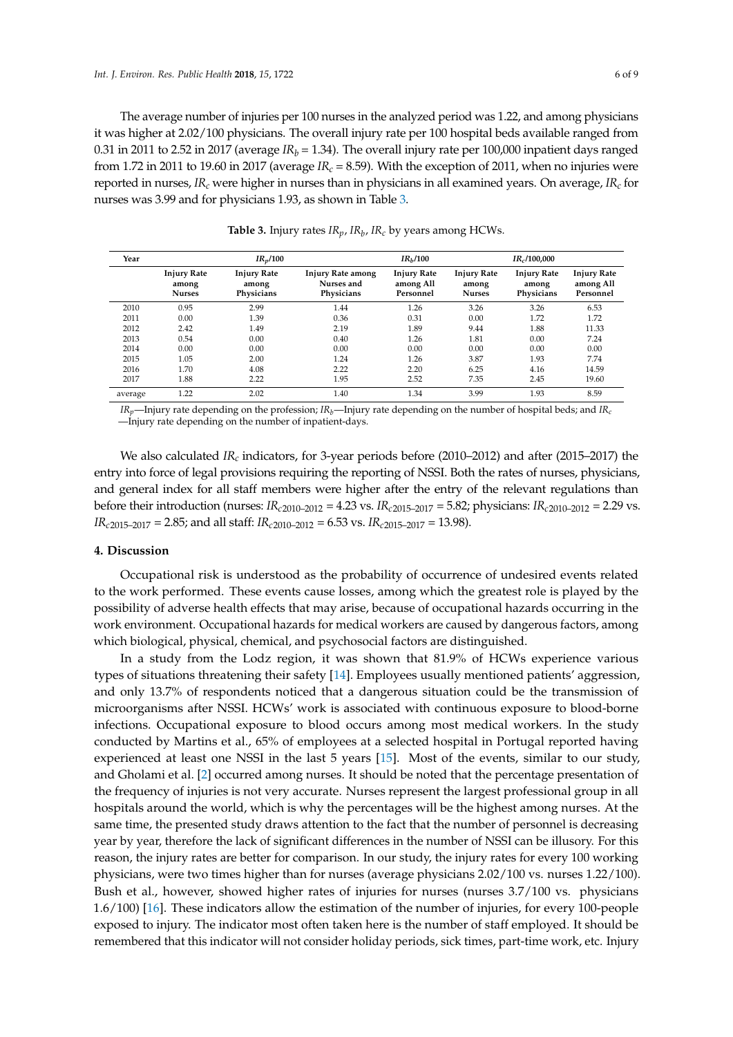The average number of injuries per 100 nurses in the analyzed period was 1.22, and among physicians it was higher at 2.02/100 physicians. The overall injury rate per 100 hospital beds available ranged from 0.31 in 2011 to 2.52 in 2017 (average $IR_b$ = 1.34). The overall injury rate per 100,000 inpatient days ranged from 1.72 in 2011 to 19.60 in 2017 (average $IR_c$ = 8.59). With the exception of 2011, when no injuries were reported in nurses, $IR_c$ were higher in nurses than in physicians in all examined years. On average, $IR_c$ for nurses was 3.99 and for physicians 1.93, as shown in Table 3.

**Table 3.** Injury rates $IR_p$, $IR_b$, $IR_c$ by years among HCWs.

| Year | $IR_p$/100 | | | $IR_b$/100 | $IR_c$/100,000 | | |
|---|---|---|---|---|---|---|---|
| | Injury Rate among Nurses | Injury Rate among Physicians | Injury Rate among Nurses and Physicians | Injury Rate among All Personnel | Injury Rate among Nurses | Injury Rate among Physicians | Injury Rate among All Personnel |
| 2010 | 0.95 | 2.99 | 1.44 | 1.26 | 3.26 | 3.26 | 6.53 |
| 2011 | 0.00 | 1.39 | 0.36 | 0.31 | 0.00 | 1.72 | 1.72 |
| 2012 | 2.42 | 1.49 | 2.19 | 1.89 | 9.44 | 1.88 | 11.33 |
| 2013 | 0.54 | 0.00 | 0.40 | 1.26 | 1.81 | 0.00 | 7.24 |
| 2014 | 0.00 | 0.00 | 0.00 | 0.00 | 0.00 | 0.00 | 0.00 |
| 2015 | 1.05 | 2.00 | 1.24 | 1.26 | 3.87 | 1.93 | 7.74 |
| 2016 | 1.70 | 4.08 | 2.22 | 2.20 | 6.25 | 4.16 | 14.59 |
| 2017 | 1.88 | 2.22 | 1.95 | 2.52 | 7.35 | 2.45 | 19.60 |
| average | 1.22 | 2.02 | 1.40 | 1.34 | 3.99 | 1.93 | 8.59 |

$IR_p$—Injury rate depending on the profession; $IR_b$—Injury rate depending on the number of hospital beds; and $IR_c$—Injury rate depending on the number of inpatient-days.

We also calculated $IR_c$ indicators, for 3-year periods before (2010–2012) and after (2015–2017) the entry into force of legal provisions requiring the reporting of NSSI. Both the rates of nurses, physicians, and general index for all staff members were higher after the entry of the relevant regulations than before their introduction (nurses: $IR_{c2010–2012}$ = 4.23 vs. $IR_{c2015–2017}$ = 5.82; physicians: $IR_{c2010–2012}$ = 2.29 vs. $IR_{c2015–2017}$ = 2.85; and all staff: $IR_{c2010–2012}$ = 6.53 vs. $IR_{c2015–2017}$ = 13.98).

## 4. Discussion

Occupational risk is understood as the probability of occurrence of undesired events related to the work performed. These events cause losses, among which the greatest role is played by the possibility of adverse health effects that may arise, because of occupational hazards occurring in the work environment. Occupational hazards for medical workers are caused by dangerous factors, among which biological, physical, chemical, and psychosocial factors are distinguished.

In a study from the Lodz region, it was shown that 81.9% of HCWs experience various types of situations threatening their safety [14]. Employees usually mentioned patients' aggression, and only 13.7% of respondents noticed that a dangerous situation could be the transmission of microorganisms after NSSI. HCWs' work is associated with continuous exposure to blood-borne infections. Occupational exposure to blood occurs among most medical workers. In the study conducted by Martins et al., 65% of employees at a selected hospital in Portugal reported having experienced at least one NSSI in the last 5 years [15]. Most of the events, similar to our study, and Gholami et al. [2] occurred among nurses. It should be noted that the percentage presentation of the frequency of injuries is not very accurate. Nurses represent the largest professional group in all hospitals around the world, which is why the percentages will be the highest among nurses. At the same time, the presented study draws attention to the fact that the number of personnel is decreasing year by year, therefore the lack of significant differences in the number of NSSI can be illusory. For this reason, the injury rates are better for comparison. In our study, the injury rates for every 100 working physicians, were two times higher than for nurses (average physicians 2.02/100 vs. nurses 1.22/100). Bush et al., however, showed higher rates of injuries for nurses (nurses 3.7/100 vs. physicians 1.6/100) [16]. These indicators allow the estimation of the number of injuries, for every 100-people exposed to injury. The indicator most often taken here is the number of staff employed. It should be remembered that this indicator will not consider holiday periods, sick times, part-time work, etc. Injury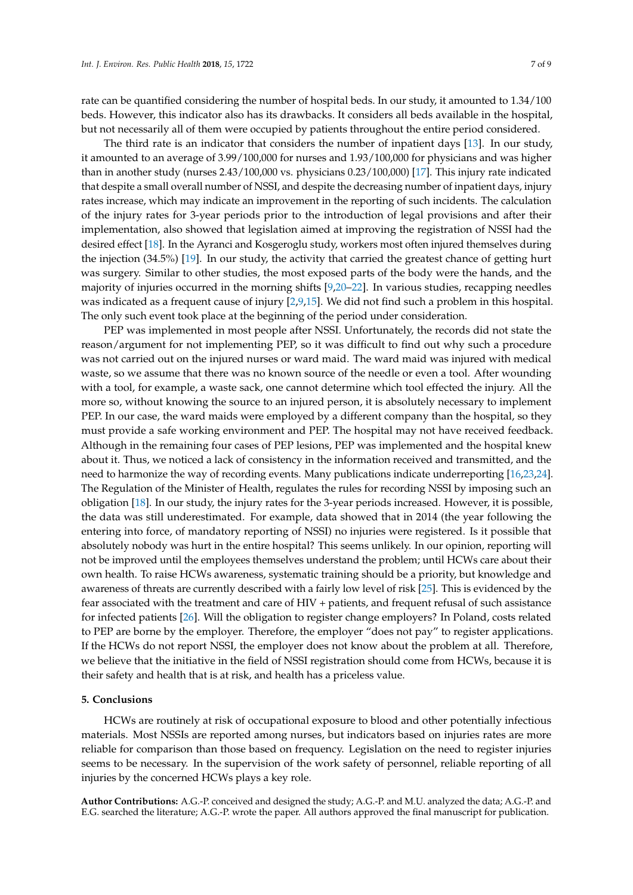rate can be quantified considering the number of hospital beds. In our study, it amounted to 1.34/100 beds. However, this indicator also has its drawbacks. It considers all beds available in the hospital, but not necessarily all of them were occupied by patients throughout the entire period considered.

The third rate is an indicator that considers the number of inpatient days [13]. In our study, it amounted to an average of 3.99/100,000 for nurses and 1.93/100,000 for physicians and was higher than in another study (nurses 2.43/100,000 vs. physicians 0.23/100,000) [17]. This injury rate indicated that despite a small overall number of NSSI, and despite the decreasing number of inpatient days, injury rates increase, which may indicate an improvement in the reporting of such incidents. The calculation of the injury rates for 3-year periods prior to the introduction of legal provisions and after their implementation, also showed that legislation aimed at improving the registration of NSSI had the desired effect [18]. In the Ayranci and Kosgeroglu study, workers most often injured themselves during the injection (34.5%) [19]. In our study, the activity that carried the greatest chance of getting hurt was surgery. Similar to other studies, the most exposed parts of the body were the hands, and the majority of injuries occurred in the morning shifts [9,20–22]. In various studies, recapping needles was indicated as a frequent cause of injury [2,9,15]. We did not find such a problem in this hospital. The only such event took place at the beginning of the period under consideration.

PEP was implemented in most people after NSSI. Unfortunately, the records did not state the reason/argument for not implementing PEP, so it was difficult to find out why such a procedure was not carried out on the injured nurses or ward maid. The ward maid was injured with medical waste, so we assume that there was no known source of the needle or even a tool. After wounding with a tool, for example, a waste sack, one cannot determine which tool effected the injury. All the more so, without knowing the source to an injured person, it is absolutely necessary to implement PEP. In our case, the ward maids were employed by a different company than the hospital, so they must provide a safe working environment and PEP. The hospital may not have received feedback. Although in the remaining four cases of PEP lesions, PEP was implemented and the hospital knew about it. Thus, we noticed a lack of consistency in the information received and transmitted, and the need to harmonize the way of recording events. Many publications indicate underreporting [16,23,24]. The Regulation of the Minister of Health, regulates the rules for recording NSSI by imposing such an obligation [18]. In our study, the injury rates for the 3-year periods increased. However, it is possible, the data was still underestimated. For example, data showed that in 2014 (the year following the entering into force, of mandatory reporting of NSSI) no injuries were registered. Is it possible that absolutely nobody was hurt in the entire hospital? This seems unlikely. In our opinion, reporting will not be improved until the employees themselves understand the problem; until HCWs care about their own health. To raise HCWs awareness, systematic training should be a priority, but knowledge and awareness of threats are currently described with a fairly low level of risk [25]. This is evidenced by the fear associated with the treatment and care of HIV + patients, and frequent refusal of such assistance for infected patients [26]. Will the obligation to register change employers? In Poland, costs related to PEP are borne by the employer. Therefore, the employer "does not pay" to register applications. If the HCWs do not report NSSI, the employer does not know about the problem at all. Therefore, we believe that the initiative in the field of NSSI registration should come from HCWs, because it is their safety and health that is at risk, and health has a priceless value.

## 5. Conclusions

HCWs are routinely at risk of occupational exposure to blood and other potentially infectious materials. Most NSSIs are reported among nurses, but indicators based on injuries rates are more reliable for comparison than those based on frequency. Legislation on the need to register injuries seems to be necessary. In the supervision of the work safety of personnel, reliable reporting of all injuries by the concerned HCWs plays a key role.

**Author Contributions:** A.G.-P. conceived and designed the study; A.G.-P. and M.U. analyzed the data; A.G.-P. and E.G. searched the literature; A.G.-P. wrote the paper. All authors approved the final manuscript for publication.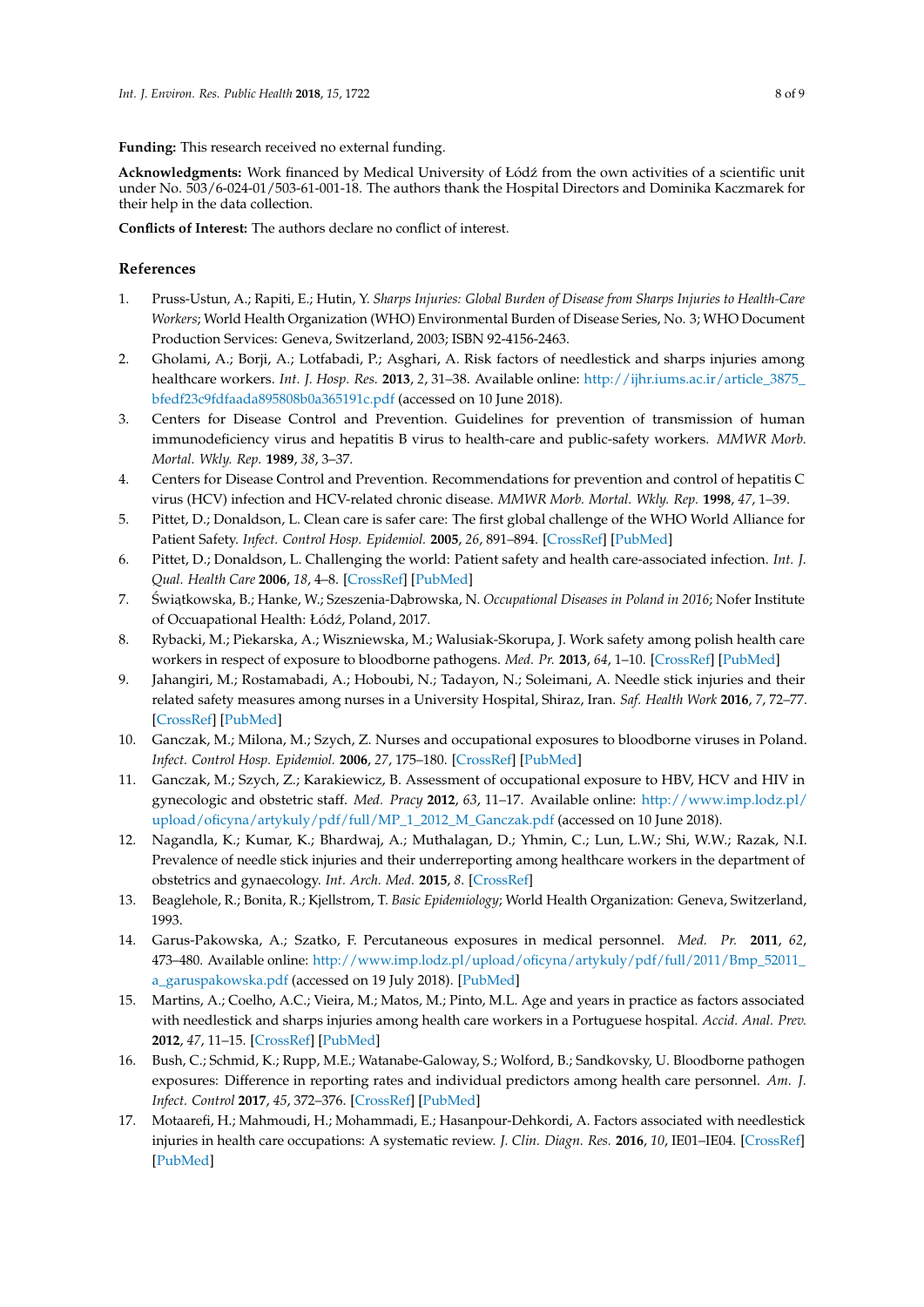**Funding:** This research received no external funding.

**Acknowledgments:** Work financed by Medical University of Łódź from the own activities of a scientific unit under No. 503/6-024-01/503-61-001-18. The authors thank the Hospital Directors and Dominika Kaczmarek for their help in the data collection.

**Conflicts of Interest:** The authors declare no conflict of interest.

## References

1. Pruss-Ustun, A.; Rapiti, E.; Hutin, Y. *Sharps Injuries: Global Burden of Disease from Sharps Injuries to Health-Care Workers*; World Health Organization (WHO) Environmental Burden of Disease Series, No. 3; WHO Document Production Services: Geneva, Switzerland, 2003; ISBN 92-4156-2463.
2. Gholami, A.; Borji, A.; Lotfabadi, P.; Asghari, A. Risk factors of needlestick and sharps injuries among healthcare workers. *Int. J. Hosp. Res.* **2013**, *2*, 31–38. Available online: http://ijhr.iums.ac.ir/article_3875_bfedf23c9fdfaada895808b0a365191c.pdf (accessed on 10 June 2018).
3. Centers for Disease Control and Prevention. Guidelines for prevention of transmission of human immunodeficiency virus and hepatitis B virus to health-care and public-safety workers. *MMWR Morb. Mortal. Wkly. Rep.* **1989**, *38*, 3–37.
4. Centers for Disease Control and Prevention. Recommendations for prevention and control of hepatitis C virus (HCV) infection and HCV-related chronic disease. *MMWR Morb. Mortal. Wkly. Rep.* **1998**, *47*, 1–39.
5. Pittet, D.; Donaldson, L. Clean care is safer care: The first global challenge of the WHO World Alliance for Patient Safety. *Infect. Control Hosp. Epidemiol.* **2005**, *26*, 891–894. [CrossRef] [PubMed]
6. Pittet, D.; Donaldson, L. Challenging the world: Patient safety and health care-associated infection. *Int. J. Qual. Health Care* **2006**, *18*, 4–8. [CrossRef] [PubMed]
7. Świątkowska, B.; Hanke, W.; Szeszenia-Dąbrowska, N. *Occupational Diseases in Poland in 2016*; Nofer Institute of Occuapational Health: Łódź, Poland, 2017.
8. Rybacki, M.; Piekarska, A.; Wiszniewska, M.; Walusiak-Skorupa, J. Work safety among polish health care workers in respect of exposure to bloodborne pathogens. *Med. Pr.* **2013**, *64*, 1–10. [CrossRef] [PubMed]
9. Jahangiri, M.; Rostamabadi, A.; Hoboubi, N.; Tadayon, N.; Soleimani, A. Needle stick injuries and their related safety measures among nurses in a University Hospital, Shiraz, Iran. *Saf. Health Work* **2016**, *7*, 72–77. [CrossRef] [PubMed]
10. Ganczak, M.; Milona, M.; Szych, Z. Nurses and occupational exposures to bloodborne viruses in Poland. *Infect. Control Hosp. Epidemiol.* **2006**, *27*, 175–180. [CrossRef] [PubMed]
11. Ganczak, M.; Szych, Z.; Karakiewicz, B. Assessment of occupational exposure to HBV, HCV and HIV in gynecologic and obstetric staff. *Med. Pracy* **2012**, *63*, 11–17. Available online: http://www.imp.lodz.pl/upload/oficyna/artykuly/pdf/full/MP_1_2012_M_Ganczak.pdf (accessed on 10 June 2018).
12. Nagandla, K.; Kumar, K.; Bhardwaj, A.; Muthalagan, D.; Yhmin, C.; Lun, L.W.; Shi, W.W.; Razak, N.I. Prevalence of needle stick injuries and their underreporting among healthcare workers in the department of obstetrics and gynaecology. *Int. Arch. Med.* **2015**, *8*. [CrossRef]
13. Beaglehole, R.; Bonita, R.; Kjellstrom, T. *Basic Epidemiology*; World Health Organization: Geneva, Switzerland, 1993.
14. Garus-Pakowska, A.; Szatko, F. Percutaneous exposures in medical personnel. *Med. Pr.* **2011**, *62*, 473–480. Available online: http://www.imp.lodz.pl/upload/oficyna/artykuly/pdf/full/2011/Bmp_52011_a_garuspakowska.pdf (accessed on 19 July 2018). [PubMed]
15. Martins, A.; Coelho, A.C.; Vieira, M.; Matos, M.; Pinto, M.L. Age and years in practice as factors associated with needlestick and sharps injuries among health care workers in a Portuguese hospital. *Accid. Anal. Prev.* **2012**, *47*, 11–15. [CrossRef] [PubMed]
16. Bush, C.; Schmid, K.; Rupp, M.E.; Watanabe-Galoway, S.; Wolford, B.; Sandkovsky, U. Bloodborne pathogen exposures: Difference in reporting rates and individual predictors among health care personnel. *Am. J. Infect. Control* **2017**, *45*, 372–376. [CrossRef] [PubMed]
17. Motaarefi, H.; Mahmoudi, H.; Mohammadi, E.; Hasanpour-Dehkordi, A. Factors associated with needlestick injuries in health care occupations: A systematic review. *J. Clin. Diagn. Res.* **2016**, *10*, IE01–IE04. [CrossRef] [PubMed]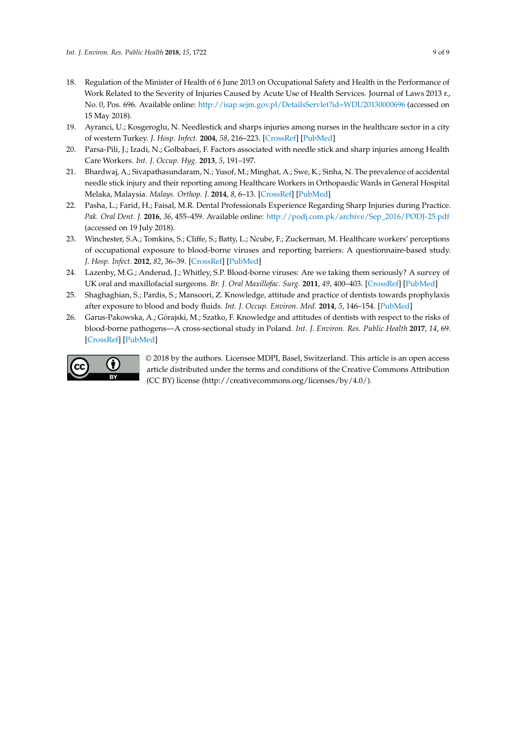18. Regulation of the Minister of Health of 6 June 2013 on Occupational Safety and Health in the Performance of Work Related to the Severity of Injuries Caused by Acute Use of Health Services. Journal of Laws 2013 r., No. 0, Pos. 696. Available online: http://isap.sejm.gov.pl/DetailsServlet?id=WDU20130000696 (accessed on 15 May 2018).
19. Ayranci, U.; Kosgeroglu, N. Needlestick and sharps injuries among nurses in the healthcare sector in a city of western Turkey. *J. Hosp. Infect.* **2004**, *58*, 216–223. [CrossRef] [PubMed]
20. Parsa-Pili, J.; Izadi, N.; Golbabaei, F. Factors associated with needle stick and sharp injuries among Health Care Workers. *Int. J. Occup. Hyg.* **2013**, *5*, 191–197.
21. Bhardwaj, A.; Sivapathasundaram, N.; Yusof, M.; Minghat, A.; Swe, K.; Sinha, N. The prevalence of accidental needle stick injury and their reporting among Healthcare Workers in Orthopaedic Wards in General Hospital Melaka, Malaysia. *Malays. Orthop. J.* **2014**, *8*, 6–13. [CrossRef] [PubMed]
22. Pasha, L.; Farid, H.; Faisal, M.R. Dental Professionals Experience Regarding Sharp Injuries during Practice. *Pak. Oral Dent. J.* **2016**, *36*, 455–459. Available online: http://podj.com.pk/archive/Sep_2016/PODJ-25.pdf (accessed on 19 July 2018).
23. Winchester, S.A.; Tomkins, S.; Cliffe, S.; Batty, L.; Ncube, F.; Zuckerman, M. Healthcare workers' perceptions of occupational exposure to blood-borne viruses and reporting barriers: A questionnaire-based study. *J. Hosp. Infect.* **2012**, *82*, 36–39. [CrossRef] [PubMed]
24. Lazenby, M.G.; Anderud, J.; Whitley, S.P. Blood-borne viruses: Are we taking them seriously? A survey of UK oral and maxillofacial surgeons. *Br. J. Oral Maxillofac. Surg.* **2011**, *49*, 400–403. [CrossRef] [PubMed]
25. Shaghaghian, S.; Pardis, S.; Mansoori, Z. Knowledge, attitude and practice of dentists towards prophylaxis after exposure to blood and body fluids. *Int. J. Occup. Environ. Med.* **2014**, *5*, 146–154. [PubMed]
26. Garus-Pakowska, A.; Górajski, M.; Szatko, F. Knowledge and attitudes of dentists with respect to the risks of blood-borne pathogens—A cross-sectional study in Poland. *Int. J. Environ. Res. Public Health* **2017**, *14*, 69. [CrossRef] [PubMed]

© 2018 by the authors. Licensee MDPI, Basel, Switzerland. This article is an open access article distributed under the terms and conditions of the Creative Commons Attribution (CC BY) license (http://creativecommons.org/licenses/by/4.0/).